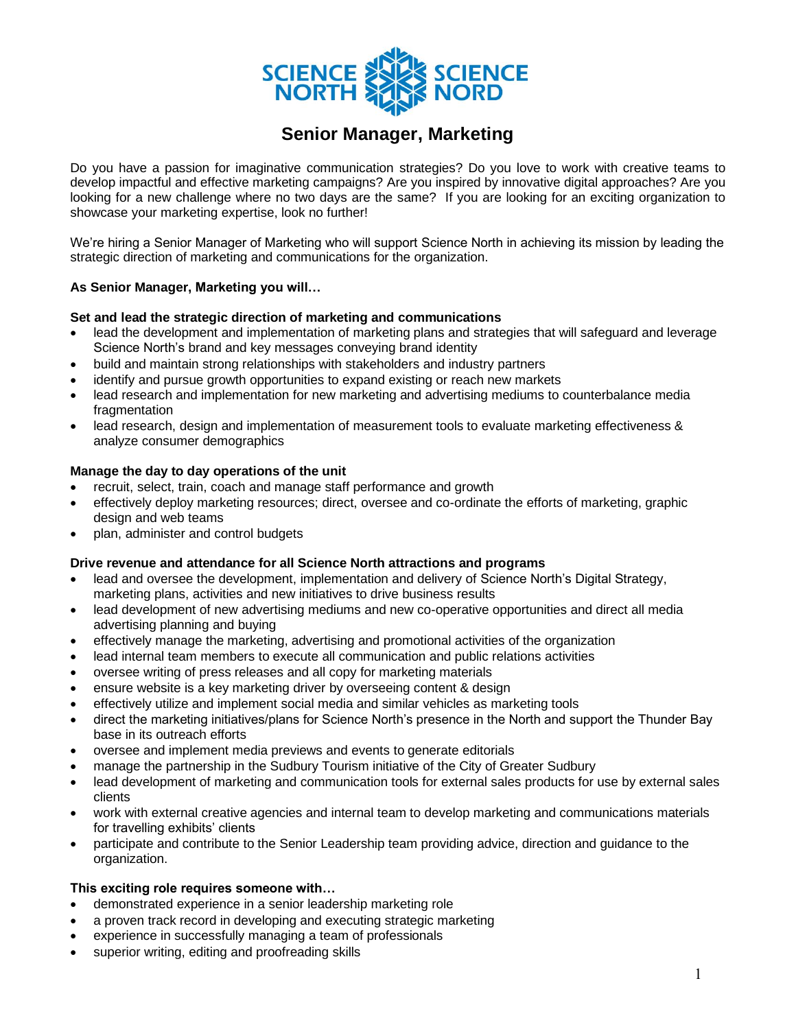SCIENCE NORTH SCIENCE NORD

# Senior Manager, Marketing

Do you have a passion for imaginative communication strategies? Do you love to work with creative teams to develop impactful and effective marketing campaigns? Are you inspired by innovative digital approaches? Are you looking for a new challenge where no two days are the same? If you are looking for an exciting organization to showcase your marketing expertise, look no further!

We're hiring a Senior Manager of Marketing who will support Science North in achieving its mission by leading the strategic direction of marketing and communications for the organization.

**As Senior Manager, Marketing you will…**

**Set and lead the strategic direction of marketing and communications**

- lead the development and implementation of marketing plans and strategies that will safeguard and leverage Science North's brand and key messages conveying brand identity
- build and maintain strong relationships with stakeholders and industry partners
- identify and pursue growth opportunities to expand existing or reach new markets
- lead research and implementation for new marketing and advertising mediums to counterbalance media fragmentation
- lead research, design and implementation of measurement tools to evaluate marketing effectiveness & analyze consumer demographics

**Manage the day to day operations of the unit**

- recruit, select, train, coach and manage staff performance and growth
- effectively deploy marketing resources; direct, oversee and co-ordinate the efforts of marketing, graphic design and web teams
- plan, administer and control budgets

**Drive revenue and attendance for all Science North attractions and programs**

- lead and oversee the development, implementation and delivery of Science North's Digital Strategy, marketing plans, activities and new initiatives to drive business results
- lead development of new advertising mediums and new co-operative opportunities and direct all media advertising planning and buying
- effectively manage the marketing, advertising and promotional activities of the organization
- lead internal team members to execute all communication and public relations activities
- oversee writing of press releases and all copy for marketing materials
- ensure website is a key marketing driver by overseeing content & design
- effectively utilize and implement social media and similar vehicles as marketing tools
- direct the marketing initiatives/plans for Science North's presence in the North and support the Thunder Bay base in its outreach efforts
- oversee and implement media previews and events to generate editorials
- manage the partnership in the Sudbury Tourism initiative of the City of Greater Sudbury
- lead development of marketing and communication tools for external sales products for use by external sales clients
- work with external creative agencies and internal team to develop marketing and communications materials for travelling exhibits' clients
- participate and contribute to the Senior Leadership team providing advice, direction and guidance to the organization.

**This exciting role requires someone with…**

- demonstrated experience in a senior leadership marketing role
- a proven track record in developing and executing strategic marketing
- experience in successfully managing a team of professionals
- superior writing, editing and proofreading skills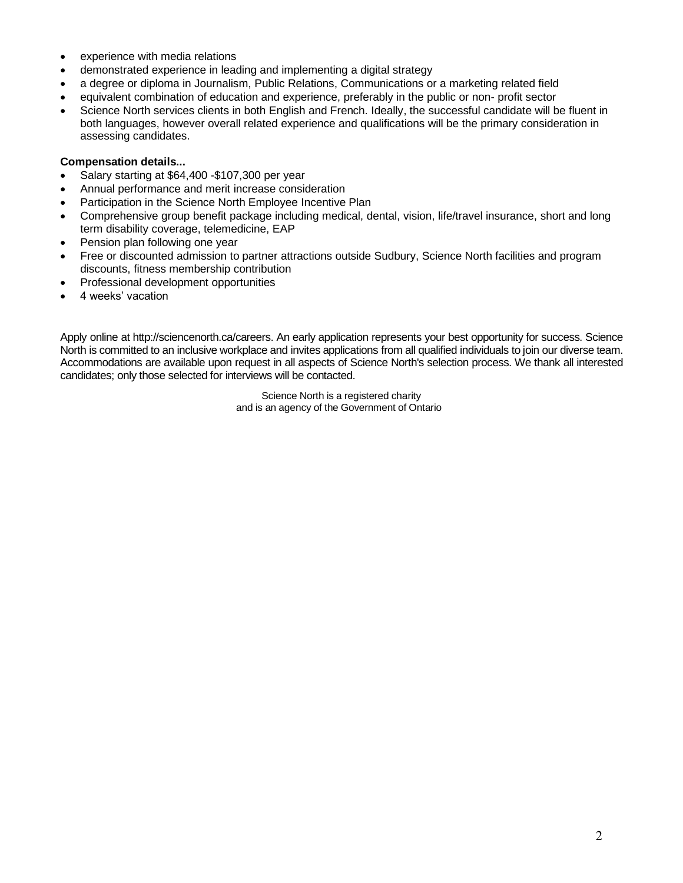- experience with media relations
- demonstrated experience in leading and implementing a digital strategy
- a degree or diploma in Journalism, Public Relations, Communications or a marketing related field
- equivalent combination of education and experience, preferably in the public or non- profit sector
- Science North services clients in both English and French. Ideally, the successful candidate will be fluent in both languages, however overall related experience and qualifications will be the primary consideration in assessing candidates.

**Compensation details...**

- Salary starting at $64,400 -$107,300 per year
- Annual performance and merit increase consideration
- Participation in the Science North Employee Incentive Plan
- Comprehensive group benefit package including medical, dental, vision, life/travel insurance, short and long term disability coverage, telemedicine, EAP
- Pension plan following one year
- Free or discounted admission to partner attractions outside Sudbury, Science North facilities and program discounts, fitness membership contribution
- Professional development opportunities
- 4 weeks' vacation

Apply online at http://sciencenorth.ca/careers. An early application represents your best opportunity for success. Science North is committed to an inclusive workplace and invites applications from all qualified individuals to join our diverse team. Accommodations are available upon request in all aspects of Science North's selection process. We thank all interested candidates; only those selected for interviews will be contacted.

Science North is a registered charity
and is an agency of the Government of Ontario